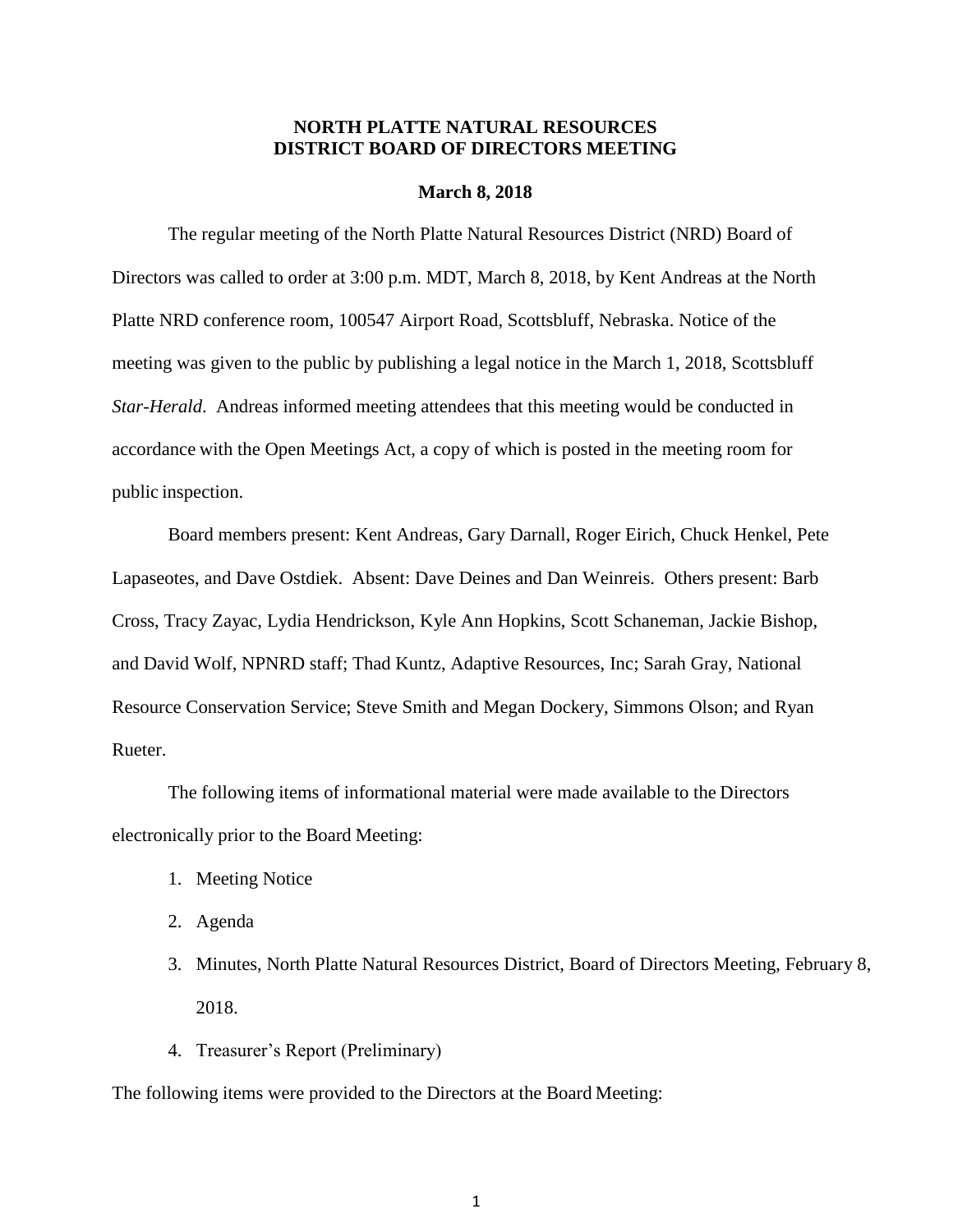# NORTH PLATTE NATURAL RESOURCES DISTRICT BOARD OF DIRECTORS MEETING

**March 8, 2018**

The regular meeting of the North Platte Natural Resources District (NRD) Board of Directors was called to order at 3:00 p.m. MDT, March 8, 2018, by Kent Andreas at the North Platte NRD conference room, 100547 Airport Road, Scottsbluff, Nebraska. Notice of the meeting was given to the public by publishing a legal notice in the March 1, 2018, Scottsbluff *Star-Herald*. Andreas informed meeting attendees that this meeting would be conducted in accordance with the Open Meetings Act, a copy of which is posted in the meeting room for public inspection.

Board members present: Kent Andreas, Gary Darnall, Roger Eirich, Chuck Henkel, Pete Lapaseotes, and Dave Ostdiek. Absent: Dave Deines and Dan Weinreis. Others present: Barb Cross, Tracy Zayac, Lydia Hendrickson, Kyle Ann Hopkins, Scott Schaneman, Jackie Bishop, and David Wolf, NPNRD staff; Thad Kuntz, Adaptive Resources, Inc; Sarah Gray, National Resource Conservation Service; Steve Smith and Megan Dockery, Simmons Olson; and Ryan Rueter.

The following items of informational material were made available to the Directors electronically prior to the Board Meeting:

1. Meeting Notice
2. Agenda
3. Minutes, North Platte Natural Resources District, Board of Directors Meeting, February 8, 2018.
4. Treasurer's Report (Preliminary)

The following items were provided to the Directors at the Board Meeting: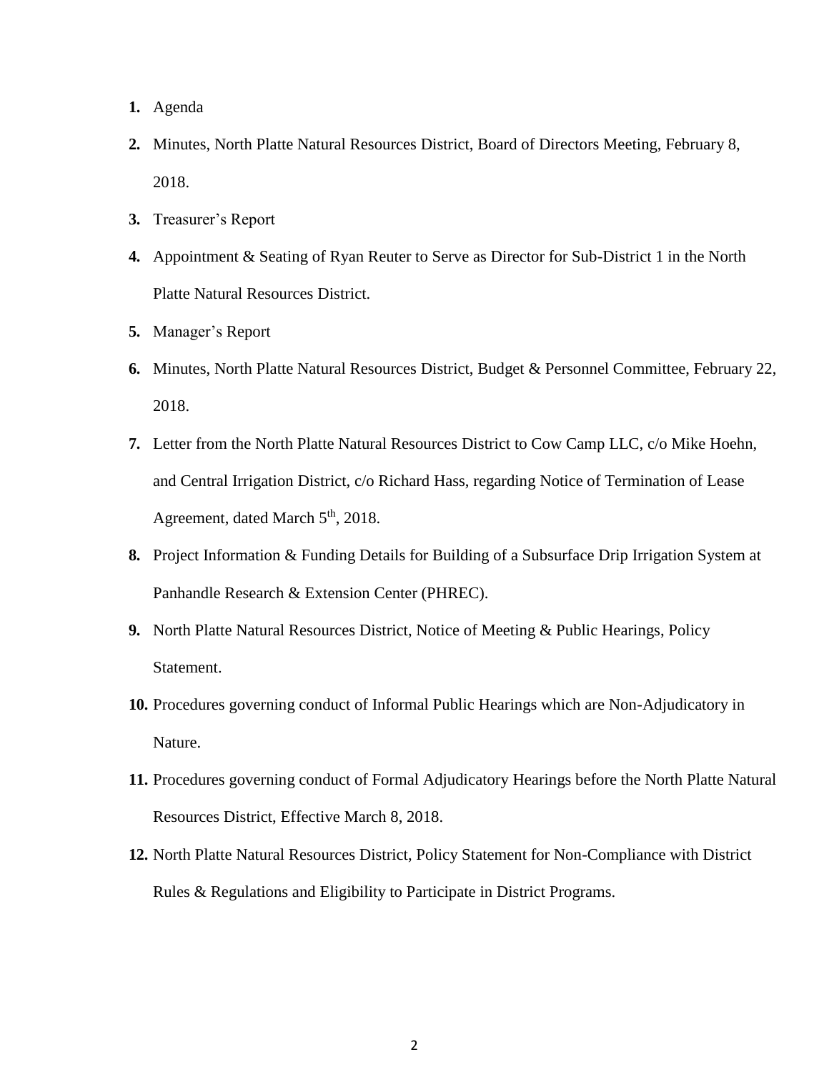1. Agenda
2. Minutes, North Platte Natural Resources District, Board of Directors Meeting, February 8, 2018.
3. Treasurer's Report
4. Appointment & Seating of Ryan Reuter to Serve as Director for Sub-District 1 in the North Platte Natural Resources District.
5. Manager's Report
6. Minutes, North Platte Natural Resources District, Budget & Personnel Committee, February 22, 2018.
7. Letter from the North Platte Natural Resources District to Cow Camp LLC, c/o Mike Hoehn, and Central Irrigation District, c/o Richard Hass, regarding Notice of Termination of Lease Agreement, dated March 5th, 2018.
8. Project Information & Funding Details for Building of a Subsurface Drip Irrigation System at Panhandle Research & Extension Center (PHREC).
9. North Platte Natural Resources District, Notice of Meeting & Public Hearings, Policy Statement.
10. Procedures governing conduct of Informal Public Hearings which are Non-Adjudicatory in Nature.
11. Procedures governing conduct of Formal Adjudicatory Hearings before the North Platte Natural Resources District, Effective March 8, 2018.
12. North Platte Natural Resources District, Policy Statement for Non-Compliance with District Rules & Regulations and Eligibility to Participate in District Programs.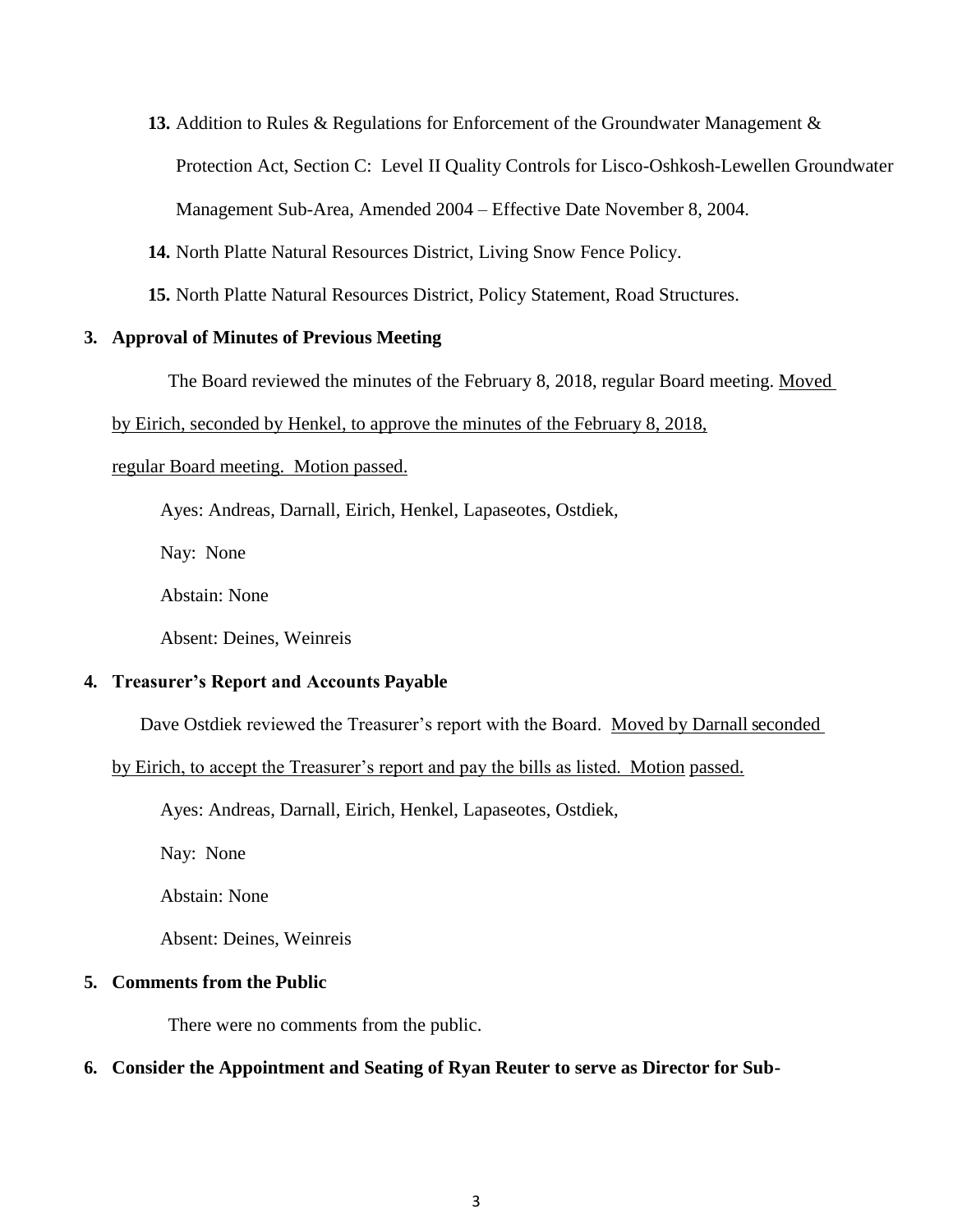13. Addition to Rules & Regulations for Enforcement of the Groundwater Management & Protection Act, Section C: Level II Quality Controls for Lisco-Oshkosh-Lewellen Groundwater Management Sub-Area, Amended 2004 – Effective Date November 8, 2004.

14. North Platte Natural Resources District, Living Snow Fence Policy.

15. North Platte Natural Resources District, Policy Statement, Road Structures.

**3. Approval of Minutes of Previous Meeting**

The Board reviewed the minutes of the February 8, 2018, regular Board meeting. Moved by Eirich, seconded by Henkel, to approve the minutes of the February 8, 2018, regular Board meeting. Motion passed.

Ayes: Andreas, Darnall, Eirich, Henkel, Lapaseotes, Ostdiek,

Nay: None

Abstain: None

Absent: Deines, Weinreis

**4. Treasurer's Report and Accounts Payable**

Dave Ostdiek reviewed the Treasurer's report with the Board. Moved by Darnall seconded by Eirich, to accept the Treasurer's report and pay the bills as listed. Motion passed.

Ayes: Andreas, Darnall, Eirich, Henkel, Lapaseotes, Ostdiek,

Nay: None

Abstain: None

Absent: Deines, Weinreis

**5. Comments from the Public**

There were no comments from the public.

**6. Consider the Appointment and Seating of Ryan Reuter to serve as Director for Sub-**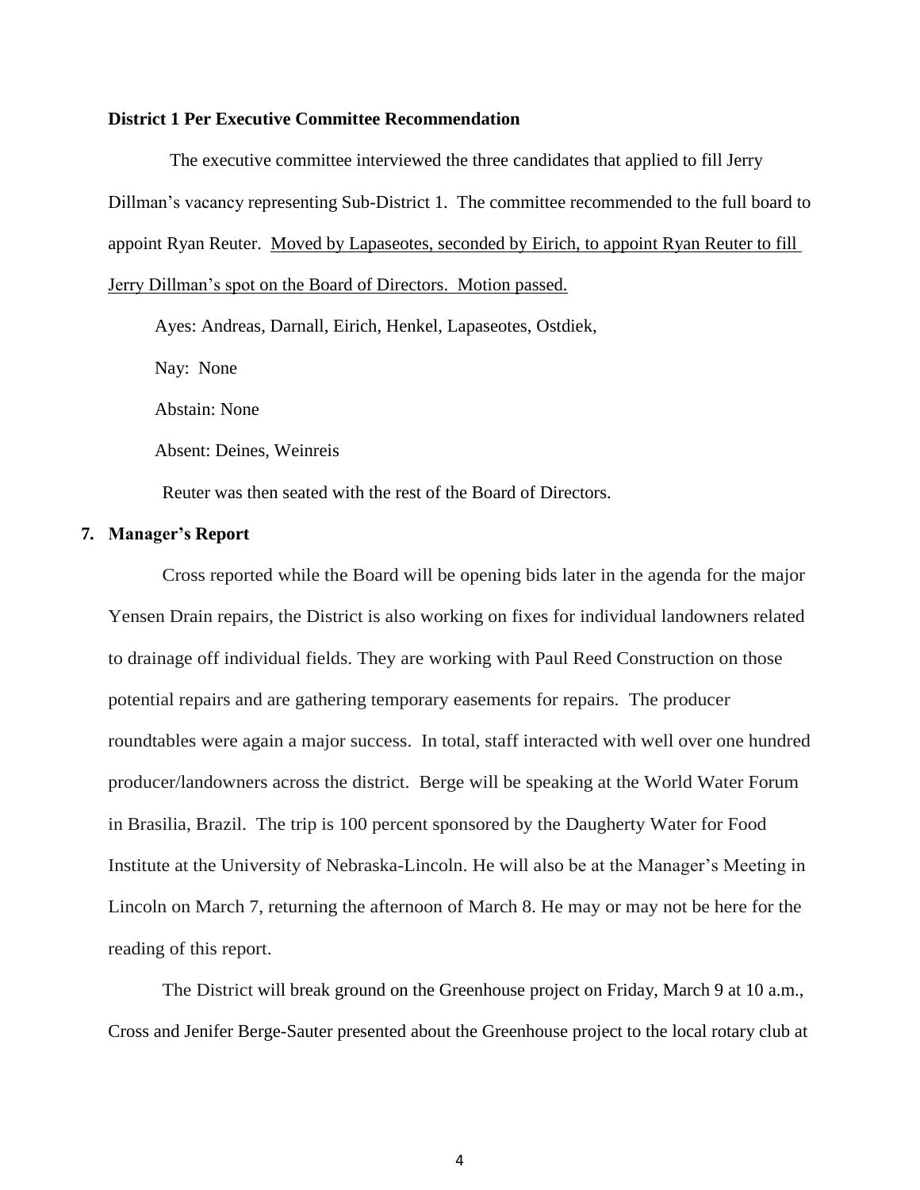**District 1 Per Executive Committee Recommendation**

The executive committee interviewed the three candidates that applied to fill Jerry Dillman's vacancy representing Sub-District 1. The committee recommended to the full board to appoint Ryan Reuter. <u>Moved by Lapaseotes, seconded by Eirich, to appoint Ryan Reuter to fill Jerry Dillman's spot on the Board of Directors. Motion passed.</u>

Ayes: Andreas, Darnall, Eirich, Henkel, Lapaseotes, Ostdiek,

Nay: None

Abstain: None

Absent: Deines, Weinreis

Reuter was then seated with the rest of the Board of Directors.

**7. Manager's Report**

Cross reported while the Board will be opening bids later in the agenda for the major Yensen Drain repairs, the District is also working on fixes for individual landowners related to drainage off individual fields. They are working with Paul Reed Construction on those potential repairs and are gathering temporary easements for repairs. The producer roundtables were again a major success. In total, staff interacted with well over one hundred producer/landowners across the district. Berge will be speaking at the World Water Forum in Brasilia, Brazil. The trip is 100 percent sponsored by the Daugherty Water for Food Institute at the University of Nebraska-Lincoln. He will also be at the Manager's Meeting in Lincoln on March 7, returning the afternoon of March 8. He may or may not be here for the reading of this report.

The District will break ground on the Greenhouse project on Friday, March 9 at 10 a.m., Cross and Jenifer Berge-Sauter presented about the Greenhouse project to the local rotary club at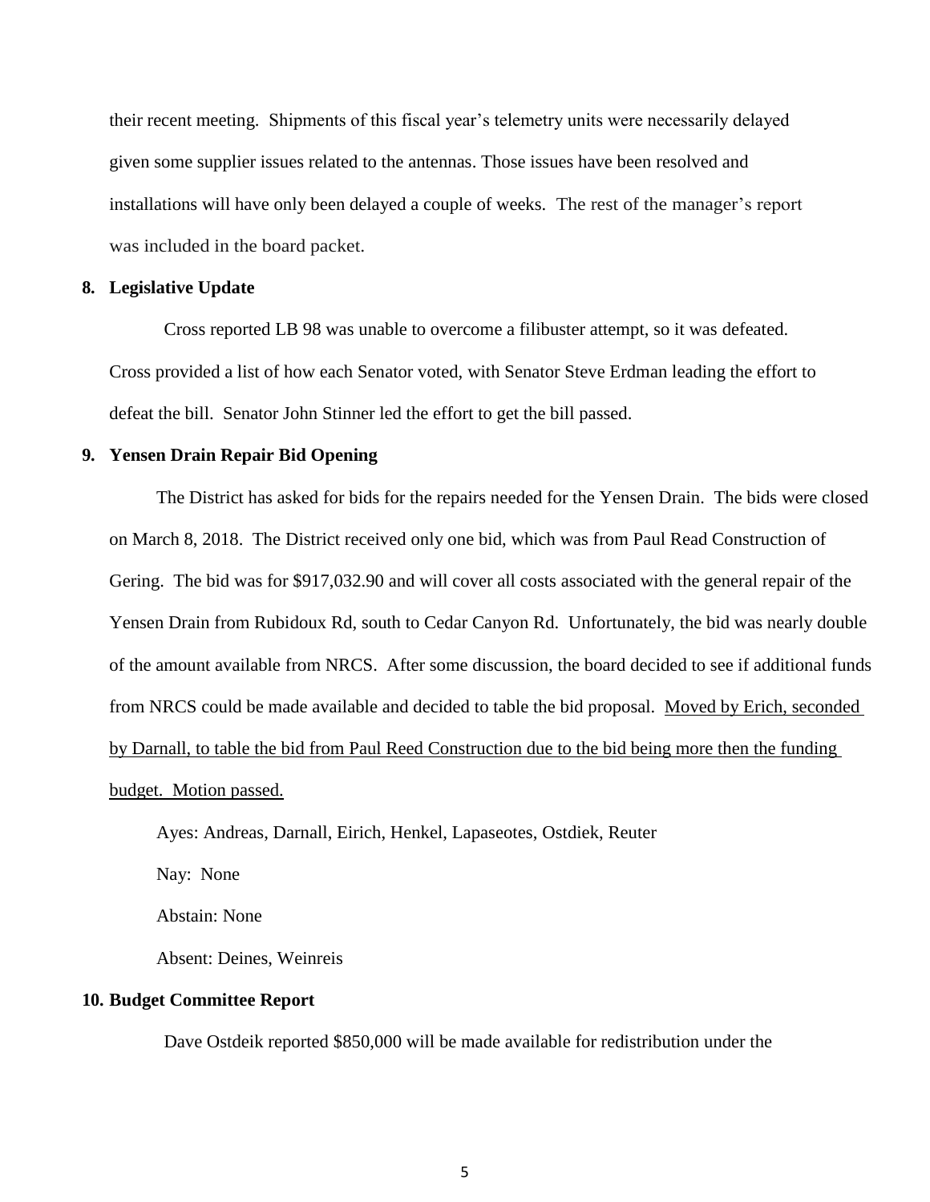their recent meeting. Shipments of this fiscal year's telemetry units were necessarily delayed given some supplier issues related to the antennas. Those issues have been resolved and installations will have only been delayed a couple of weeks. The rest of the manager's report was included in the board packet.

**8. Legislative Update**

Cross reported LB 98 was unable to overcome a filibuster attempt, so it was defeated. Cross provided a list of how each Senator voted, with Senator Steve Erdman leading the effort to defeat the bill. Senator John Stinner led the effort to get the bill passed.

**9. Yensen Drain Repair Bid Opening**

The District has asked for bids for the repairs needed for the Yensen Drain. The bids were closed on March 8, 2018. The District received only one bid, which was from Paul Read Construction of Gering. The bid was for $917,032.90 and will cover all costs associated with the general repair of the Yensen Drain from Rubidoux Rd, south to Cedar Canyon Rd. Unfortunately, the bid was nearly double of the amount available from NRCS. After some discussion, the board decided to see if additional funds from NRCS could be made available and decided to table the bid proposal. <u>Moved by Erich, seconded by Darnall, to table the bid from Paul Reed Construction due to the bid being more then the funding budget. Motion passed.</u>

Ayes: Andreas, Darnall, Eirich, Henkel, Lapaseotes, Ostdiek, Reuter

Nay: None

Abstain: None

Absent: Deines, Weinreis

**10. Budget Committee Report**

Dave Ostdeik reported $850,000 will be made available for redistribution under the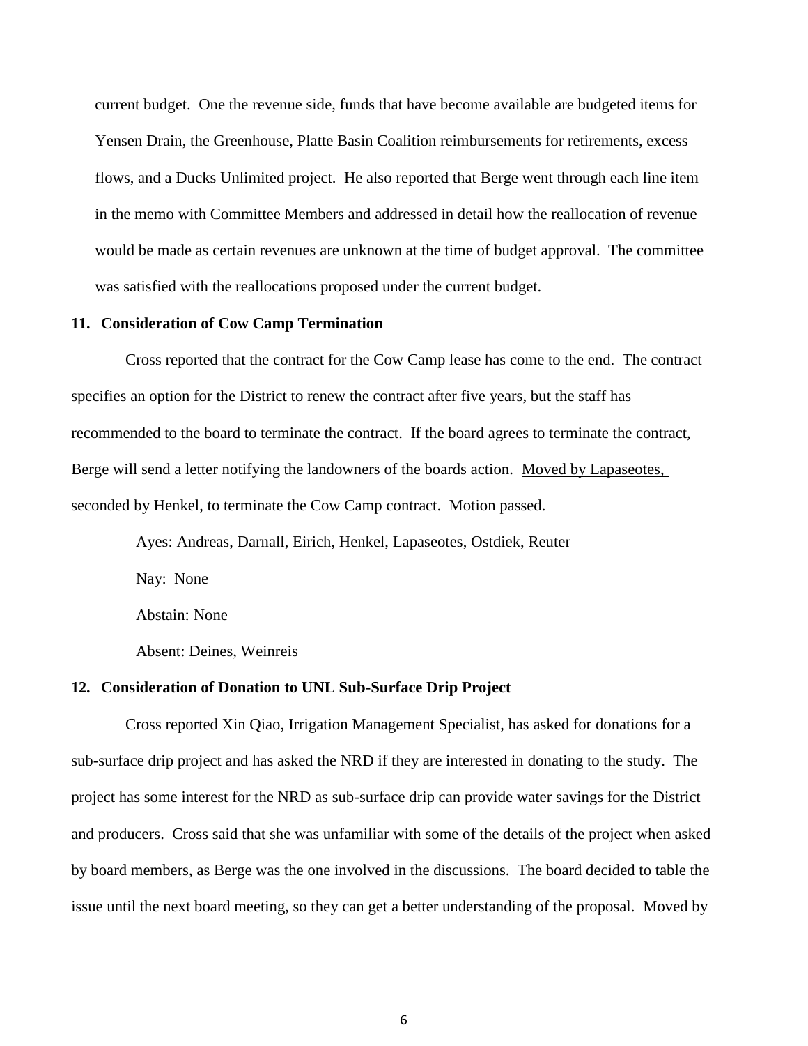current budget. One the revenue side, funds that have become available are budgeted items for Yensen Drain, the Greenhouse, Platte Basin Coalition reimbursements for retirements, excess flows, and a Ducks Unlimited project. He also reported that Berge went through each line item in the memo with Committee Members and addressed in detail how the reallocation of revenue would be made as certain revenues are unknown at the time of budget approval. The committee was satisfied with the reallocations proposed under the current budget.

**11. Consideration of Cow Camp Termination**

Cross reported that the contract for the Cow Camp lease has come to the end. The contract specifies an option for the District to renew the contract after five years, but the staff has recommended to the board to terminate the contract. If the board agrees to terminate the contract, Berge will send a letter notifying the landowners of the boards action. <u>Moved by Lapaseotes, seconded by Henkel, to terminate the Cow Camp contract. Motion passed.</u>

Ayes: Andreas, Darnall, Eirich, Henkel, Lapaseotes, Ostdiek, Reuter

Nay: None

Abstain: None

Absent: Deines, Weinreis

**12. Consideration of Donation to UNL Sub-Surface Drip Project**

Cross reported Xin Qiao, Irrigation Management Specialist, has asked for donations for a sub-surface drip project and has asked the NRD if they are interested in donating to the study. The project has some interest for the NRD as sub-surface drip can provide water savings for the District and producers. Cross said that she was unfamiliar with some of the details of the project when asked by board members, as Berge was the one involved in the discussions. The board decided to table the issue until the next board meeting, so they can get a better understanding of the proposal. <u>Moved by</u>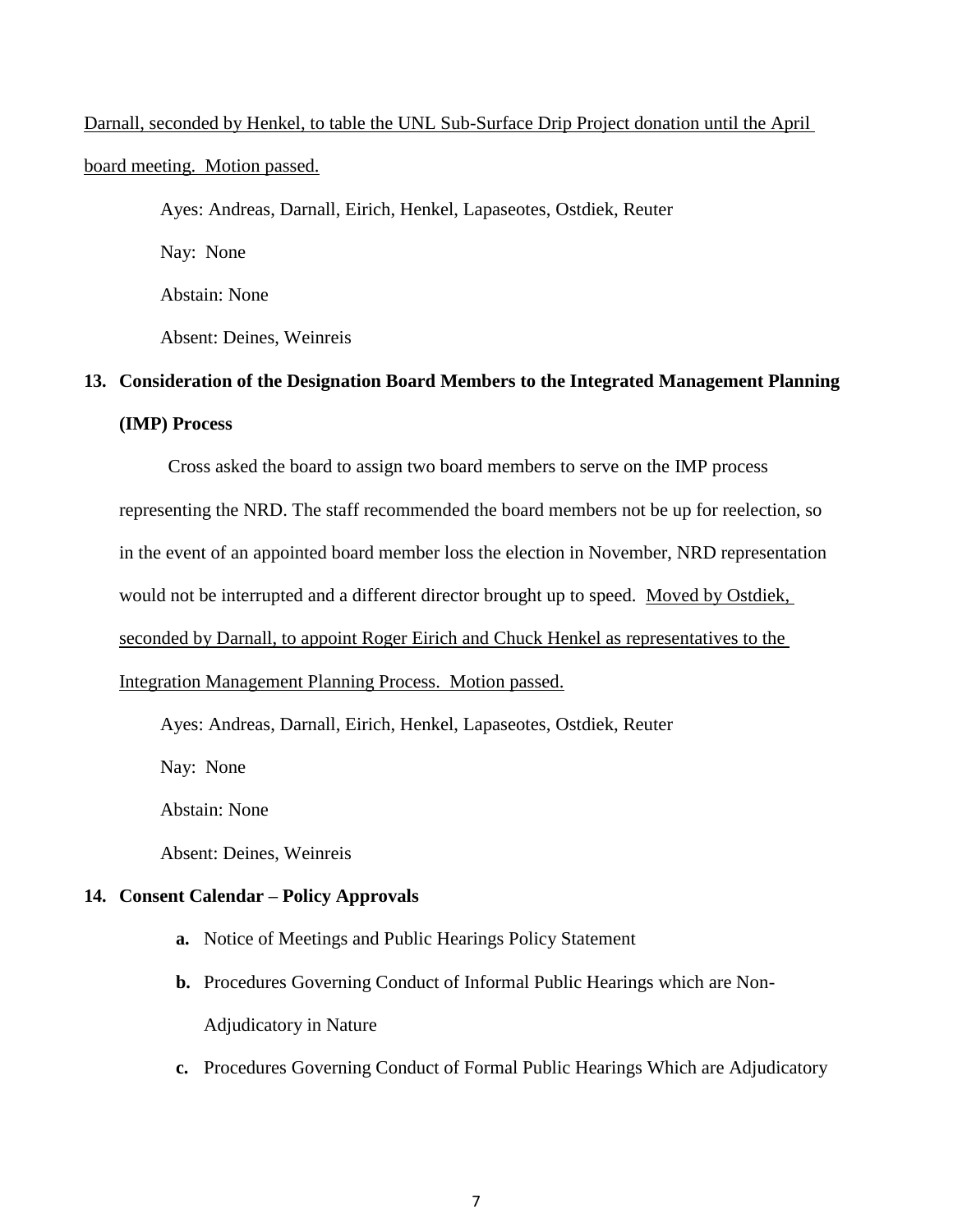Darnall, seconded by Henkel, to table the UNL Sub-Surface Drip Project donation until the April board meeting. Motion passed.

Ayes: Andreas, Darnall, Eirich, Henkel, Lapaseotes, Ostdiek, Reuter

Nay: None

Abstain: None

Absent: Deines, Weinreis

**13. Consideration of the Designation Board Members to the Integrated Management Planning (IMP) Process**

Cross asked the board to assign two board members to serve on the IMP process representing the NRD. The staff recommended the board members not be up for reelection, so in the event of an appointed board member loss the election in November, NRD representation would not be interrupted and a different director brought up to speed. Moved by Ostdiek, seconded by Darnall, to appoint Roger Eirich and Chuck Henkel as representatives to the Integration Management Planning Process. Motion passed.

Ayes: Andreas, Darnall, Eirich, Henkel, Lapaseotes, Ostdiek, Reuter

Nay: None

Abstain: None

Absent: Deines, Weinreis

**14. Consent Calendar – Policy Approvals**

- **a.** Notice of Meetings and Public Hearings Policy Statement
- **b.** Procedures Governing Conduct of Informal Public Hearings which are Non-Adjudicatory in Nature
- **c.** Procedures Governing Conduct of Formal Public Hearings Which are Adjudicatory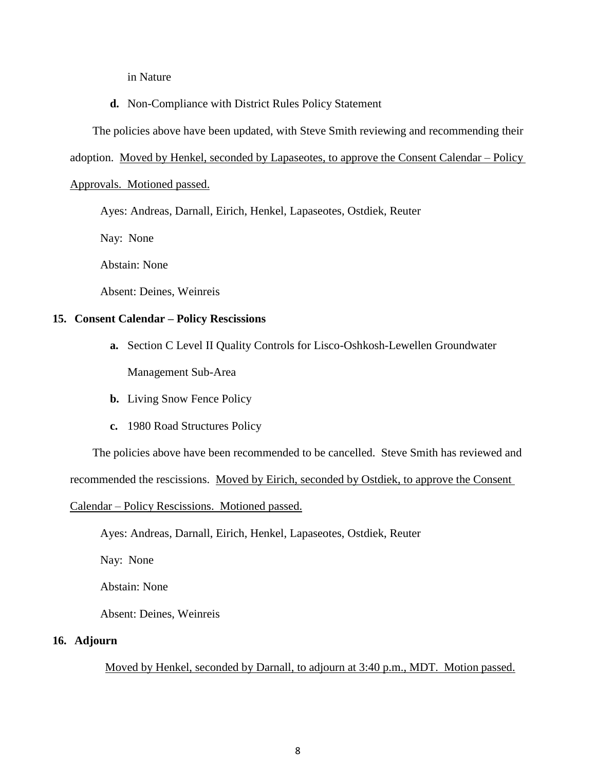in Nature

**d.** Non-Compliance with District Rules Policy Statement

The policies above have been updated, with Steve Smith reviewing and recommending their adoption. <u>Moved by Henkel, seconded by Lapaseotes, to approve the Consent Calendar – Policy Approvals. Motioned passed.</u>

Ayes: Andreas, Darnall, Eirich, Henkel, Lapaseotes, Ostdiek, Reuter

Nay: None

Abstain: None

Absent: Deines, Weinreis

**15. Consent Calendar – Policy Rescissions**

**a.** Section C Level II Quality Controls for Lisco-Oshkosh-Lewellen Groundwater Management Sub-Area

**b.** Living Snow Fence Policy

**c.** 1980 Road Structures Policy

The policies above have been recommended to be cancelled. Steve Smith has reviewed and recommended the rescissions. <u>Moved by Eirich, seconded by Ostdiek, to approve the Consent Calendar – Policy Rescissions. Motioned passed.</u>

Ayes: Andreas, Darnall, Eirich, Henkel, Lapaseotes, Ostdiek, Reuter

Nay: None

Abstain: None

Absent: Deines, Weinreis

**16. Adjourn**

<u>Moved by Henkel, seconded by Darnall, to adjourn at 3:40 p.m., MDT. Motion passed.</u>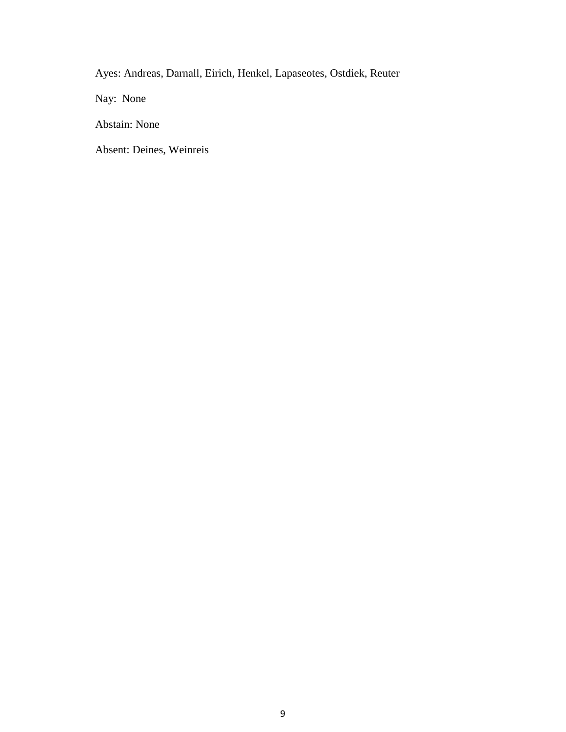Ayes: Andreas, Darnall, Eirich, Henkel, Lapaseotes, Ostdiek, Reuter

Nay: None

Abstain: None

Absent: Deines, Weinreis